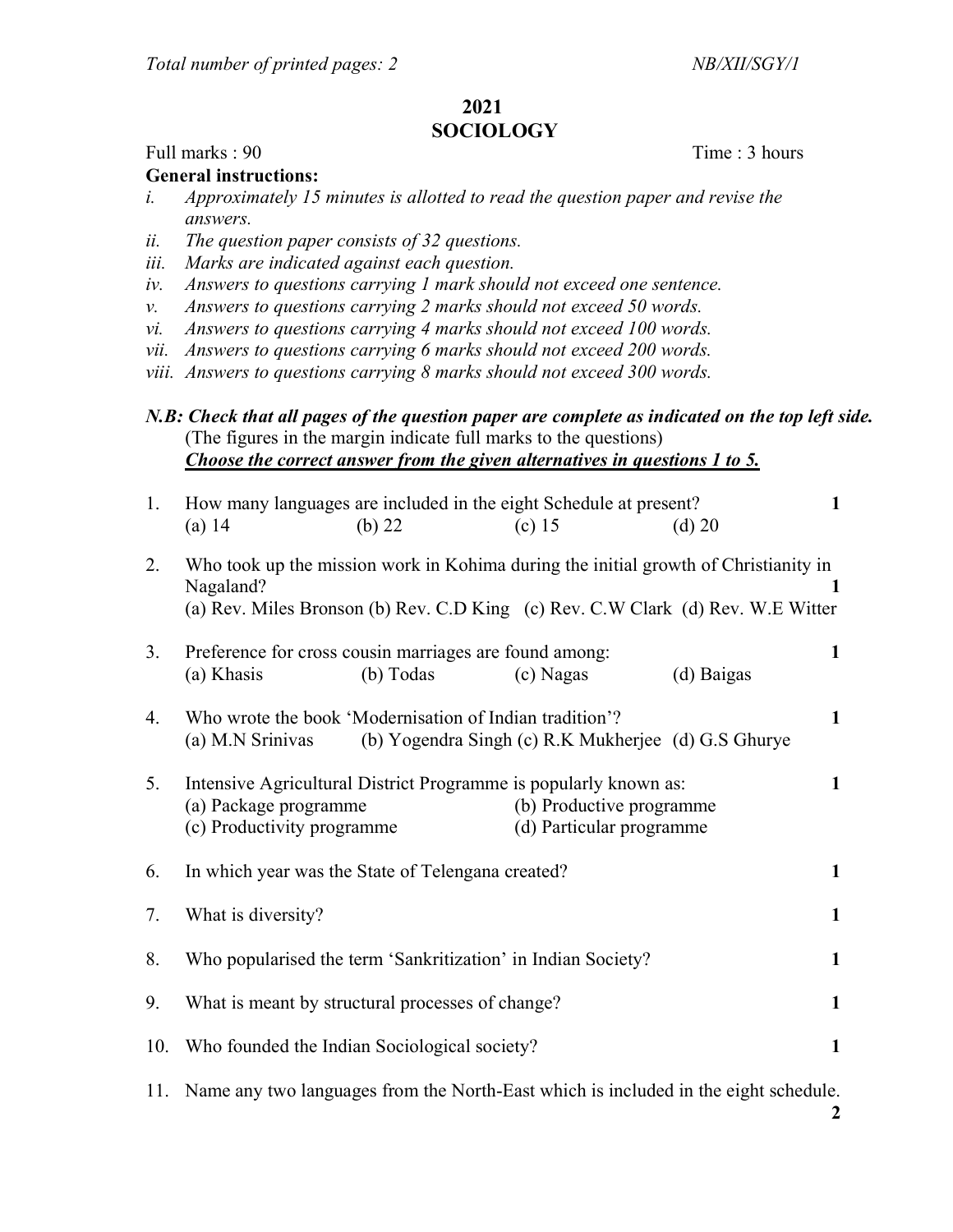Total number of printed pages: 2 NB/XII/SGY/1

# 2021
# SOCIOLOGY

Full marks : 90 Time : 3 hours

**General instructions:**

*i. Approximately 15 minutes is allotted to read the question paper and revise the answers.*
*ii. The question paper consists of 32 questions.*
*iii. Marks are indicated against each question.*
*iv. Answers to questions carrying 1 mark should not exceed one sentence.*
*v. Answers to questions carrying 2 marks should not exceed 50 words.*
*vi. Answers to questions carrying 4 marks should not exceed 100 words.*
*vii. Answers to questions carrying 6 marks should not exceed 200 words.*
*viii. Answers to questions carrying 8 marks should not exceed 300 words.*

***N.B: Check that all pages of the question paper are complete as indicated on the top left side.***
(The figures in the margin indicate full marks to the questions)
***Choose the correct answer from the given alternatives in questions 1 to 5.***

1. How many languages are included in the eight Schedule at present? **1**
   (a) 14 (b) 22 (c) 15 (d) 20

2. Who took up the mission work in Kohima during the initial growth of Christianity in Nagaland? **1**
   (a) Rev. Miles Bronson (b) Rev. C.D King (c) Rev. C.W Clark (d) Rev. W.E Witter

3. Preference for cross cousin marriages are found among: **1**
   (a) Khasis (b) Todas (c) Nagas (d) Baigas

4. Who wrote the book 'Modernisation of Indian tradition'? **1**
   (a) M.N Srinivas (b) Yogendra Singh (c) R.K Mukherjee (d) G.S Ghurye

5. Intensive Agricultural District Programme is popularly known as: **1**
   (a) Package programme (b) Productive programme
   (c) Productivity programme (d) Particular programme

6. In which year was the State of Telengana created? **1**

7. What is diversity? **1**

8. Who popularised the term 'Sankritization' in Indian Society? **1**

9. What is meant by structural processes of change? **1**

10. Who founded the Indian Sociological society? **1**

11. Name any two languages from the North-East which is included in the eight schedule. **2**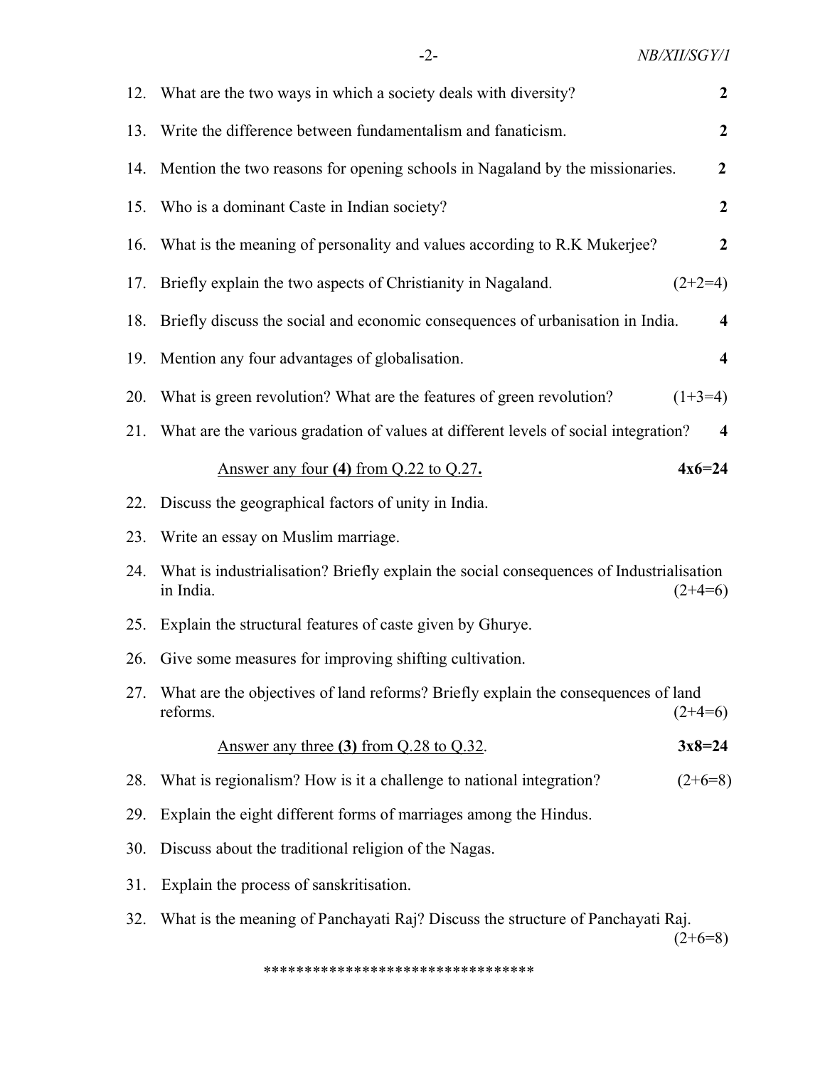12. What are the two ways in which a society deals with diversity? **2**

13. Write the difference between fundamentalism and fanaticism. **2**

14. Mention the two reasons for opening schools in Nagaland by the missionaries. **2**

15. Who is a dominant Caste in Indian society? **2**

16. What is the meaning of personality and values according to R.K Mukerjee? **2**

17. Briefly explain the two aspects of Christianity in Nagaland. (2+2=4)

18. Briefly discuss the social and economic consequences of urbanisation in India. **4**

19. Mention any four advantages of globalisation. **4**

20. What is green revolution? What are the features of green revolution? (1+3=4)

21. What are the various gradation of values at different levels of social integration? **4**

<u>Answer any four **(4)** from Q.22 to Q.27**.**</u> **4x6=24**

22. Discuss the geographical factors of unity in India.

23. Write an essay on Muslim marriage.

24. What is industrialisation? Briefly explain the social consequences of Industrialisation in India. (2+4=6)

25. Explain the structural features of caste given by Ghurye.

26. Give some measures for improving shifting cultivation.

27. What are the objectives of land reforms? Briefly explain the consequences of land reforms. (2+4=6)

<u>Answer any three **(3)** from Q.28 to Q.32</u>. **3x8=24**

28. What is regionalism? How is it a challenge to national integration? (2+6=8)

29. Explain the eight different forms of marriages among the Hindus.

30. Discuss about the traditional religion of the Nagas.

31. Explain the process of sanskritisation.

32. What is the meaning of Panchayati Raj? Discuss the structure of Panchayati Raj. (2+6=8)

*********************************